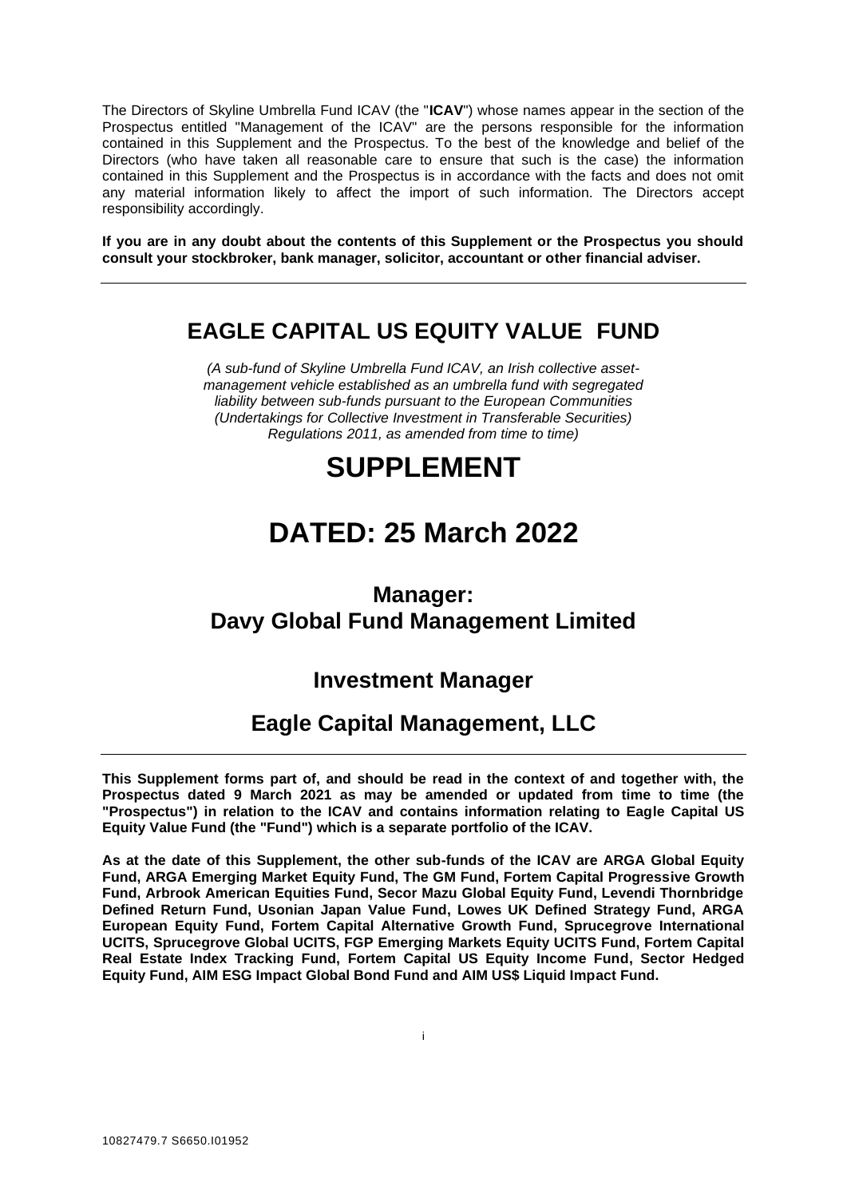The Directors of Skyline Umbrella Fund ICAV (the "**ICAV**") whose names appear in the section of the Prospectus entitled "Management of the ICAV" are the persons responsible for the information contained in this Supplement and the Prospectus. To the best of the knowledge and belief of the Directors (who have taken all reasonable care to ensure that such is the case) the information contained in this Supplement and the Prospectus is in accordance with the facts and does not omit any material information likely to affect the import of such information. The Directors accept responsibility accordingly.

**If you are in any doubt about the contents of this Supplement or the Prospectus you should consult your stockbroker, bank manager, solicitor, accountant or other financial adviser.**

---

# EAGLE CAPITAL US EQUITY VALUE FUND

*(A sub-fund of Skyline Umbrella Fund ICAV, an Irish collective asset-management vehicle established as an umbrella fund with segregated liability between sub-funds pursuant to the European Communities (Undertakings for Collective Investment in Transferable Securities) Regulations 2011, as amended from time to time)*

# SUPPLEMENT

# DATED: 25 March 2022

## Manager:
## Davy Global Fund Management Limited

## Investment Manager

## Eagle Capital Management, LLC

---

**This Supplement forms part of, and should be read in the context of and together with, the Prospectus dated 9 March 2021 as may be amended or updated from time to time (the "Prospectus") in relation to the ICAV and contains information relating to Eagle Capital US Equity Value Fund (the "Fund") which is a separate portfolio of the ICAV.**

**As at the date of this Supplement, the other sub-funds of the ICAV are ARGA Global Equity Fund, ARGA Emerging Market Equity Fund, The GM Fund, Fortem Capital Progressive Growth Fund, Arbrook American Equities Fund, Secor Mazu Global Equity Fund, Levendi Thornbridge Defined Return Fund, Usonian Japan Value Fund, Lowes UK Defined Strategy Fund, ARGA European Equity Fund, Fortem Capital Alternative Growth Fund, Sprucegrove International UCITS, Sprucegrove Global UCITS, FGP Emerging Markets Equity UCITS Fund, Fortem Capital Real Estate Index Tracking Fund, Fortem Capital US Equity Income Fund, Sector Hedged Equity Fund, AIM ESG Impact Global Bond Fund and AIM US$ Liquid Impact Fund.**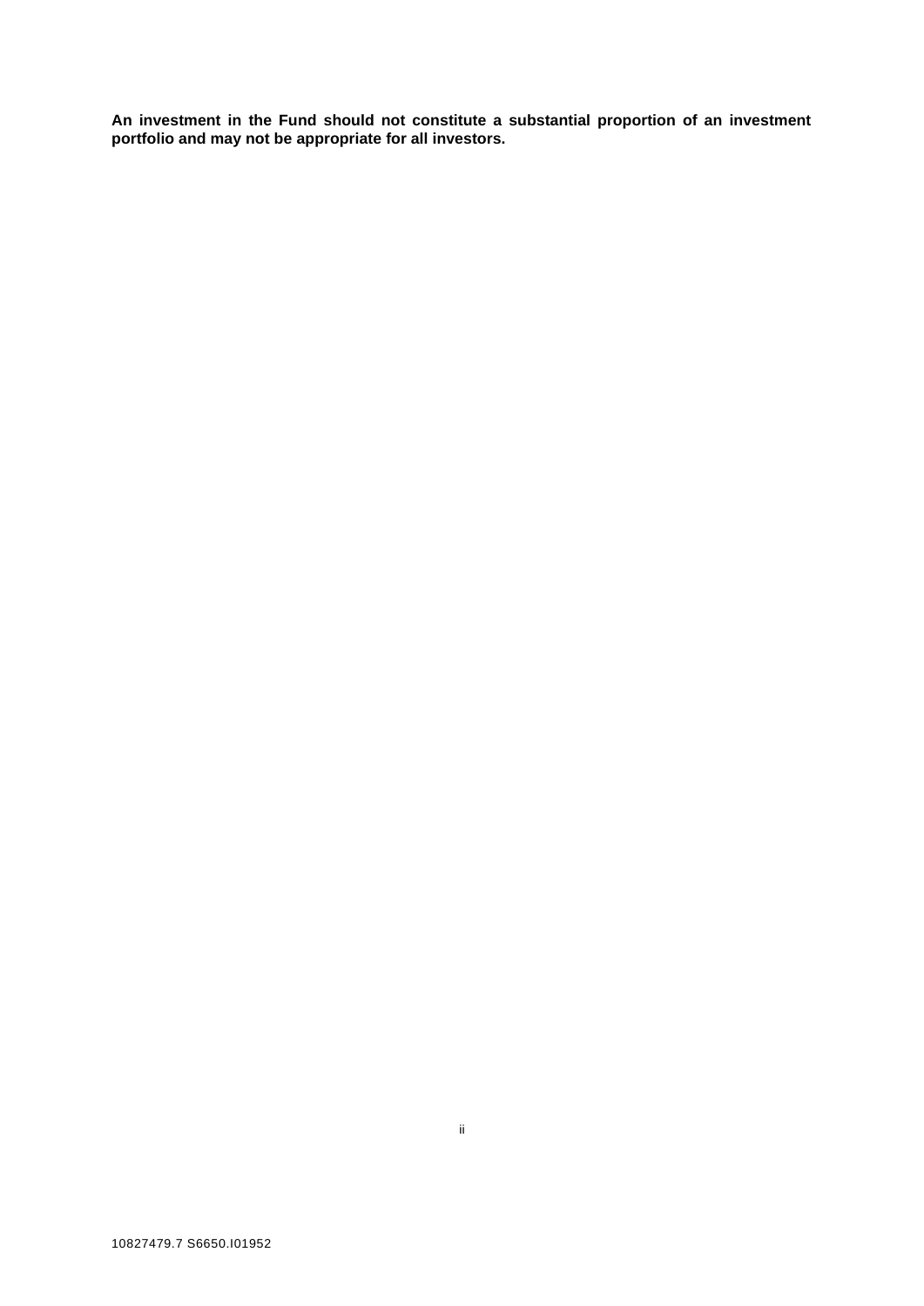**An investment in the Fund should not constitute a substantial proportion of an investment portfolio and may not be appropriate for all investors.**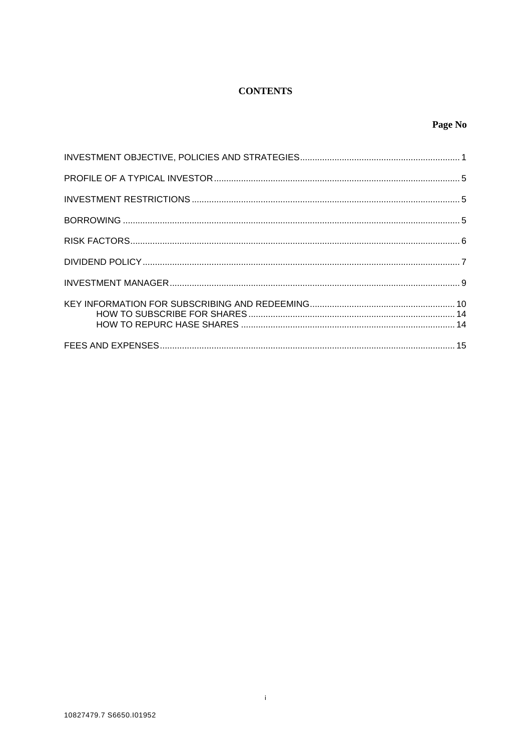# CONTENTS

| | Page No |
|---|---|
| INVESTMENT OBJECTIVE, POLICIES AND STRATEGIES | 1 |
| PROFILE OF A TYPICAL INVESTOR | 5 |
| INVESTMENT RESTRICTIONS | 5 |
| BORROWING | 5 |
| RISK FACTORS | 6 |
| DIVIDEND POLICY | 7 |
| INVESTMENT MANAGER | 9 |
| KEY INFORMATION FOR SUBSCRIBING AND REDEEMING | 10 |
| HOW TO SUBSCRIBE FOR SHARES | 14 |
| HOW TO REPURC HASE SHARES | 14 |
| FEES AND EXPENSES | 15 |

10827479.7 S6650.I01952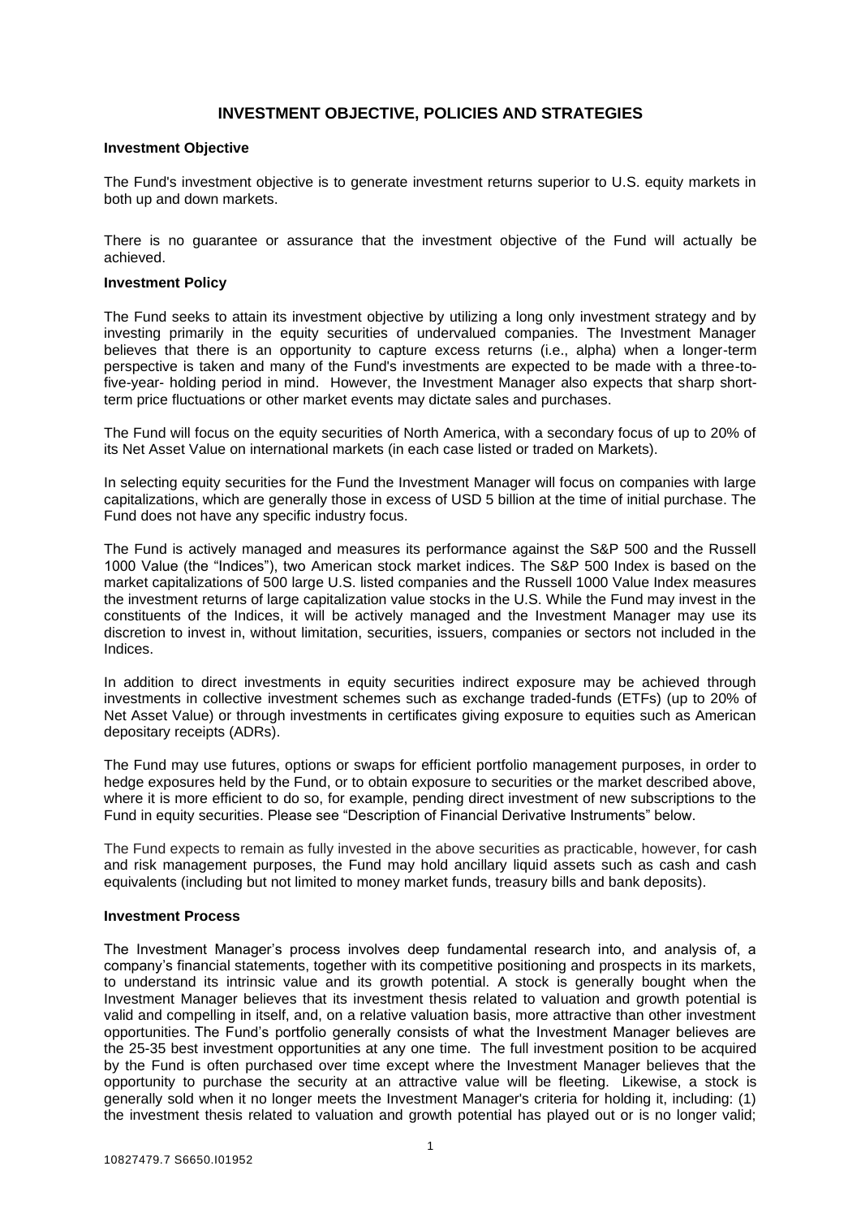# INVESTMENT OBJECTIVE, POLICIES AND STRATEGIES

## Investment Objective

The Fund's investment objective is to generate investment returns superior to U.S. equity markets in both up and down markets.

There is no guarantee or assurance that the investment objective of the Fund will actually be achieved.

## Investment Policy

The Fund seeks to attain its investment objective by utilizing a long only investment strategy and by investing primarily in the equity securities of undervalued companies. The Investment Manager believes that there is an opportunity to capture excess returns (i.e., alpha) when a longer-term perspective is taken and many of the Fund's investments are expected to be made with a three-to-five-year- holding period in mind. However, the Investment Manager also expects that sharp short-term price fluctuations or other market events may dictate sales and purchases.

The Fund will focus on the equity securities of North America, with a secondary focus of up to 20% of its Net Asset Value on international markets (in each case listed or traded on Markets).

In selecting equity securities for the Fund the Investment Manager will focus on companies with large capitalizations, which are generally those in excess of USD 5 billion at the time of initial purchase. The Fund does not have any specific industry focus.

The Fund is actively managed and measures its performance against the S&P 500 and the Russell 1000 Value (the "Indices"), two American stock market indices. The S&P 500 Index is based on the market capitalizations of 500 large U.S. listed companies and the Russell 1000 Value Index measures the investment returns of large capitalization value stocks in the U.S. While the Fund may invest in the constituents of the Indices, it will be actively managed and the Investment Manager may use its discretion to invest in, without limitation, securities, issuers, companies or sectors not included in the Indices.

In addition to direct investments in equity securities indirect exposure may be achieved through investments in collective investment schemes such as exchange traded-funds (ETFs) (up to 20% of Net Asset Value) or through investments in certificates giving exposure to equities such as American depositary receipts (ADRs).

The Fund may use futures, options or swaps for efficient portfolio management purposes, in order to hedge exposures held by the Fund, or to obtain exposure to securities or the market described above, where it is more efficient to do so, for example, pending direct investment of new subscriptions to the Fund in equity securities. Please see "Description of Financial Derivative Instruments" below.

The Fund expects to remain as fully invested in the above securities as practicable, however, for cash and risk management purposes, the Fund may hold ancillary liquid assets such as cash and cash equivalents (including but not limited to money market funds, treasury bills and bank deposits).

## Investment Process

The Investment Manager's process involves deep fundamental research into, and analysis of, a company's financial statements, together with its competitive positioning and prospects in its markets, to understand its intrinsic value and its growth potential. A stock is generally bought when the Investment Manager believes that its investment thesis related to valuation and growth potential is valid and compelling in itself, and, on a relative valuation basis, more attractive than other investment opportunities. The Fund's portfolio generally consists of what the Investment Manager believes are the 25-35 best investment opportunities at any one time. The full investment position to be acquired by the Fund is often purchased over time except where the Investment Manager believes that the opportunity to purchase the security at an attractive value will be fleeting. Likewise, a stock is generally sold when it no longer meets the Investment Manager's criteria for holding it, including: (1) the investment thesis related to valuation and growth potential has played out or is no longer valid;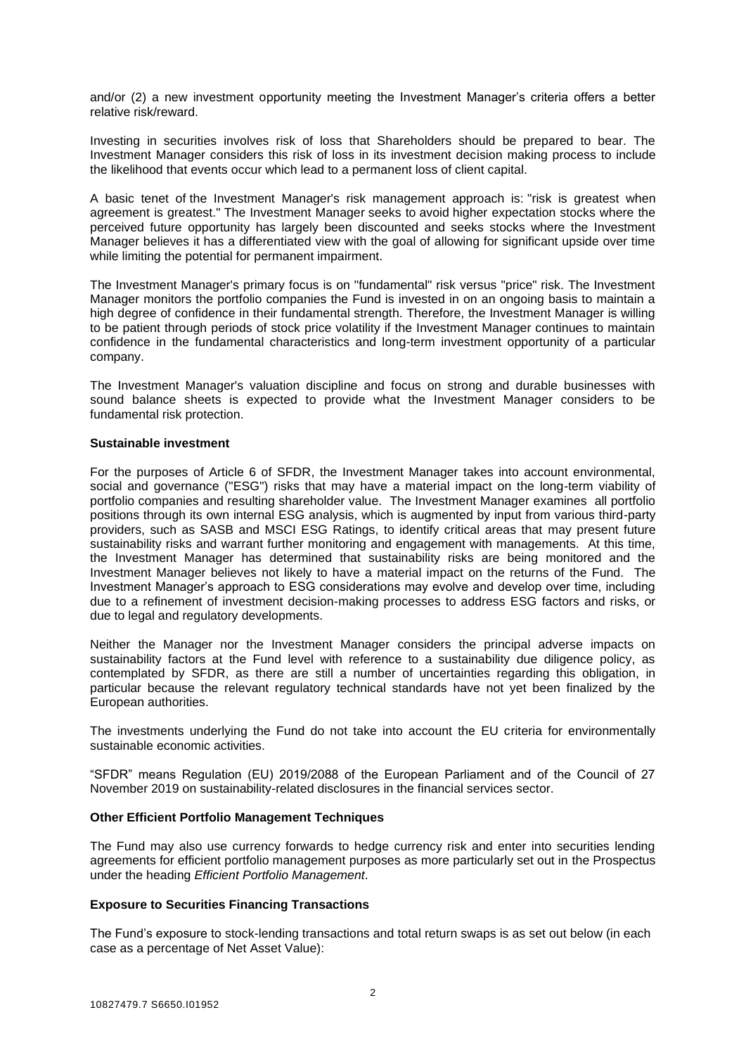and/or (2) a new investment opportunity meeting the Investment Manager's criteria offers a better relative risk/reward.

Investing in securities involves risk of loss that Shareholders should be prepared to bear. The Investment Manager considers this risk of loss in its investment decision making process to include the likelihood that events occur which lead to a permanent loss of client capital.

A basic tenet of the Investment Manager's risk management approach is: "risk is greatest when agreement is greatest." The Investment Manager seeks to avoid higher expectation stocks where the perceived future opportunity has largely been discounted and seeks stocks where the Investment Manager believes it has a differentiated view with the goal of allowing for significant upside over time while limiting the potential for permanent impairment.

The Investment Manager's primary focus is on "fundamental" risk versus "price" risk. The Investment Manager monitors the portfolio companies the Fund is invested in on an ongoing basis to maintain a high degree of confidence in their fundamental strength. Therefore, the Investment Manager is willing to be patient through periods of stock price volatility if the Investment Manager continues to maintain confidence in the fundamental characteristics and long-term investment opportunity of a particular company.

The Investment Manager's valuation discipline and focus on strong and durable businesses with sound balance sheets is expected to provide what the Investment Manager considers to be fundamental risk protection.

**Sustainable investment**

For the purposes of Article 6 of SFDR, the Investment Manager takes into account environmental, social and governance ("ESG") risks that may have a material impact on the long-term viability of portfolio companies and resulting shareholder value. The Investment Manager examines all portfolio positions through its own internal ESG analysis, which is augmented by input from various third-party providers, such as SASB and MSCI ESG Ratings, to identify critical areas that may present future sustainability risks and warrant further monitoring and engagement with managements. At this time, the Investment Manager has determined that sustainability risks are being monitored and the Investment Manager believes not likely to have a material impact on the returns of the Fund. The Investment Manager's approach to ESG considerations may evolve and develop over time, including due to a refinement of investment decision-making processes to address ESG factors and risks, or due to legal and regulatory developments.

Neither the Manager nor the Investment Manager considers the principal adverse impacts on sustainability factors at the Fund level with reference to a sustainability due diligence policy, as contemplated by SFDR, as there are still a number of uncertainties regarding this obligation, in particular because the relevant regulatory technical standards have not yet been finalized by the European authorities.

The investments underlying the Fund do not take into account the EU criteria for environmentally sustainable economic activities.

"SFDR" means Regulation (EU) 2019/2088 of the European Parliament and of the Council of 27 November 2019 on sustainability-related disclosures in the financial services sector.

**Other Efficient Portfolio Management Techniques**

The Fund may also use currency forwards to hedge currency risk and enter into securities lending agreements for efficient portfolio management purposes as more particularly set out in the Prospectus under the heading *Efficient Portfolio Management*.

**Exposure to Securities Financing Transactions**

The Fund's exposure to stock-lending transactions and total return swaps is as set out below (in each case as a percentage of Net Asset Value):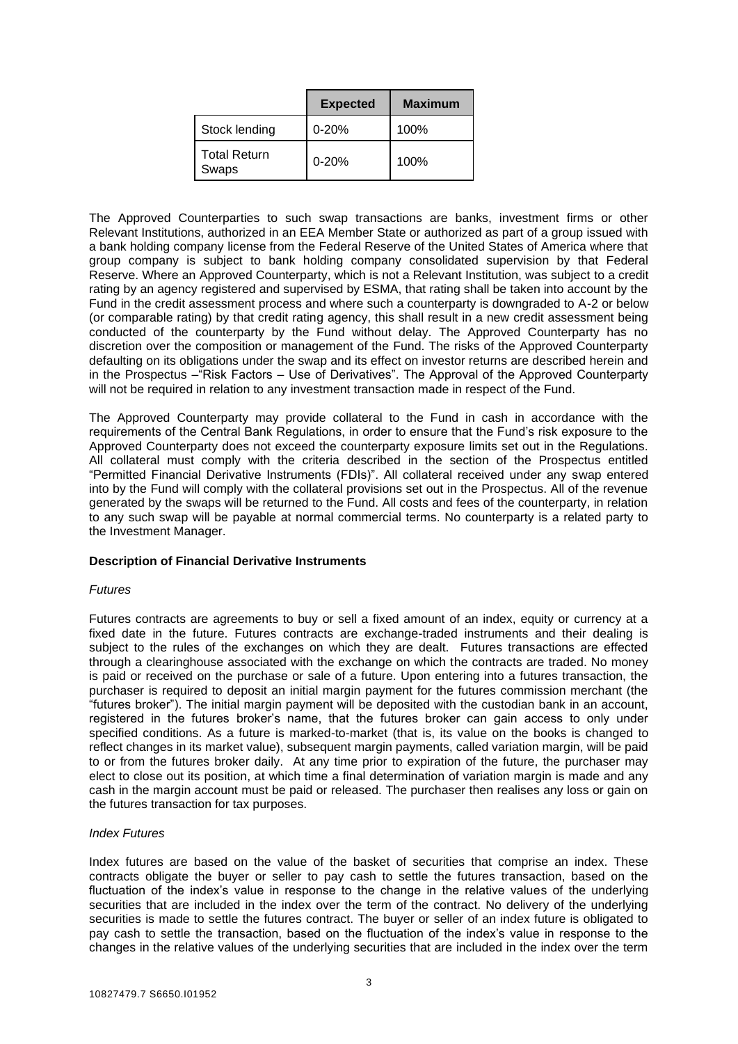| | Expected | Maximum |
|---|---|---|
| Stock lending | 0-20% | 100% |
| Total Return Swaps | 0-20% | 100% |

The Approved Counterparties to such swap transactions are banks, investment firms or other Relevant Institutions, authorized in an EEA Member State or authorized as part of a group issued with a bank holding company license from the Federal Reserve of the United States of America where that group company is subject to bank holding company consolidated supervision by that Federal Reserve. Where an Approved Counterparty, which is not a Relevant Institution, was subject to a credit rating by an agency registered and supervised by ESMA, that rating shall be taken into account by the Fund in the credit assessment process and where such a counterparty is downgraded to A-2 or below (or comparable rating) by that credit rating agency, this shall result in a new credit assessment being conducted of the counterparty by the Fund without delay. The Approved Counterparty has no discretion over the composition or management of the Fund. The risks of the Approved Counterparty defaulting on its obligations under the swap and its effect on investor returns are described herein and in the Prospectus –"Risk Factors – Use of Derivatives". The Approval of the Approved Counterparty will not be required in relation to any investment transaction made in respect of the Fund.

The Approved Counterparty may provide collateral to the Fund in cash in accordance with the requirements of the Central Bank Regulations, in order to ensure that the Fund's risk exposure to the Approved Counterparty does not exceed the counterparty exposure limits set out in the Regulations. All collateral must comply with the criteria described in the section of the Prospectus entitled "Permitted Financial Derivative Instruments (FDIs)". All collateral received under any swap entered into by the Fund will comply with the collateral provisions set out in the Prospectus. All of the revenue generated by the swaps will be returned to the Fund. All costs and fees of the counterparty, in relation to any such swap will be payable at normal commercial terms. No counterparty is a related party to the Investment Manager.

**Description of Financial Derivative Instruments**

*Futures*

Futures contracts are agreements to buy or sell a fixed amount of an index, equity or currency at a fixed date in the future. Futures contracts are exchange-traded instruments and their dealing is subject to the rules of the exchanges on which they are dealt. Futures transactions are effected through a clearinghouse associated with the exchange on which the contracts are traded. No money is paid or received on the purchase or sale of a future. Upon entering into a futures transaction, the purchaser is required to deposit an initial margin payment for the futures commission merchant (the "futures broker"). The initial margin payment will be deposited with the custodian bank in an account, registered in the futures broker's name, that the futures broker can gain access to only under specified conditions. As a future is marked-to-market (that is, its value on the books is changed to reflect changes in its market value), subsequent margin payments, called variation margin, will be paid to or from the futures broker daily. At any time prior to expiration of the future, the purchaser may elect to close out its position, at which time a final determination of variation margin is made and any cash in the margin account must be paid or released. The purchaser then realises any loss or gain on the futures transaction for tax purposes.

*Index Futures*

Index futures are based on the value of the basket of securities that comprise an index. These contracts obligate the buyer or seller to pay cash to settle the futures transaction, based on the fluctuation of the index's value in response to the change in the relative values of the underlying securities that are included in the index over the term of the contract. No delivery of the underlying securities is made to settle the futures contract. The buyer or seller of an index future is obligated to pay cash to settle the transaction, based on the fluctuation of the index's value in response to the changes in the relative values of the underlying securities that are included in the index over the term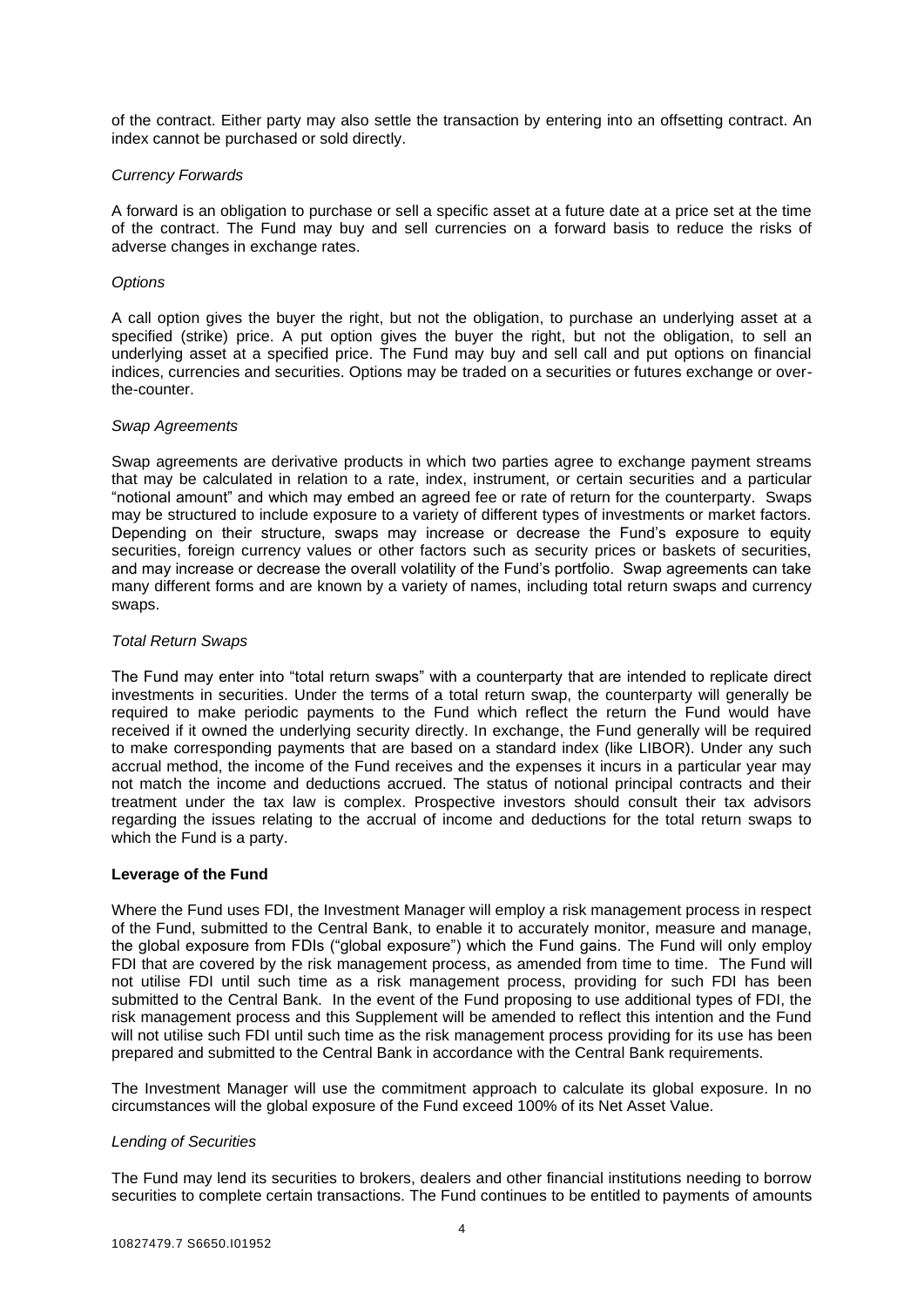of the contract. Either party may also settle the transaction by entering into an offsetting contract. An index cannot be purchased or sold directly.

*Currency Forwards*

A forward is an obligation to purchase or sell a specific asset at a future date at a price set at the time of the contract. The Fund may buy and sell currencies on a forward basis to reduce the risks of adverse changes in exchange rates.

*Options*

A call option gives the buyer the right, but not the obligation, to purchase an underlying asset at a specified (strike) price. A put option gives the buyer the right, but not the obligation, to sell an underlying asset at a specified price. The Fund may buy and sell call and put options on financial indices, currencies and securities. Options may be traded on a securities or futures exchange or over-the-counter.

*Swap Agreements*

Swap agreements are derivative products in which two parties agree to exchange payment streams that may be calculated in relation to a rate, index, instrument, or certain securities and a particular "notional amount" and which may embed an agreed fee or rate of return for the counterparty. Swaps may be structured to include exposure to a variety of different types of investments or market factors. Depending on their structure, swaps may increase or decrease the Fund's exposure to equity securities, foreign currency values or other factors such as security prices or baskets of securities, and may increase or decrease the overall volatility of the Fund's portfolio. Swap agreements can take many different forms and are known by a variety of names, including total return swaps and currency swaps.

*Total Return Swaps*

The Fund may enter into "total return swaps" with a counterparty that are intended to replicate direct investments in securities. Under the terms of a total return swap, the counterparty will generally be required to make periodic payments to the Fund which reflect the return the Fund would have received if it owned the underlying security directly. In exchange, the Fund generally will be required to make corresponding payments that are based on a standard index (like LIBOR). Under any such accrual method, the income of the Fund receives and the expenses it incurs in a particular year may not match the income and deductions accrued. The status of notional principal contracts and their treatment under the tax law is complex. Prospective investors should consult their tax advisors regarding the issues relating to the accrual of income and deductions for the total return swaps to which the Fund is a party.

**Leverage of the Fund**

Where the Fund uses FDI, the Investment Manager will employ a risk management process in respect of the Fund, submitted to the Central Bank, to enable it to accurately monitor, measure and manage, the global exposure from FDIs ("global exposure") which the Fund gains. The Fund will only employ FDI that are covered by the risk management process, as amended from time to time. The Fund will not utilise FDI until such time as a risk management process, providing for such FDI has been submitted to the Central Bank. In the event of the Fund proposing to use additional types of FDI, the risk management process and this Supplement will be amended to reflect this intention and the Fund will not utilise such FDI until such time as the risk management process providing for its use has been prepared and submitted to the Central Bank in accordance with the Central Bank requirements.

The Investment Manager will use the commitment approach to calculate its global exposure. In no circumstances will the global exposure of the Fund exceed 100% of its Net Asset Value.

*Lending of Securities*

The Fund may lend its securities to brokers, dealers and other financial institutions needing to borrow securities to complete certain transactions. The Fund continues to be entitled to payments of amounts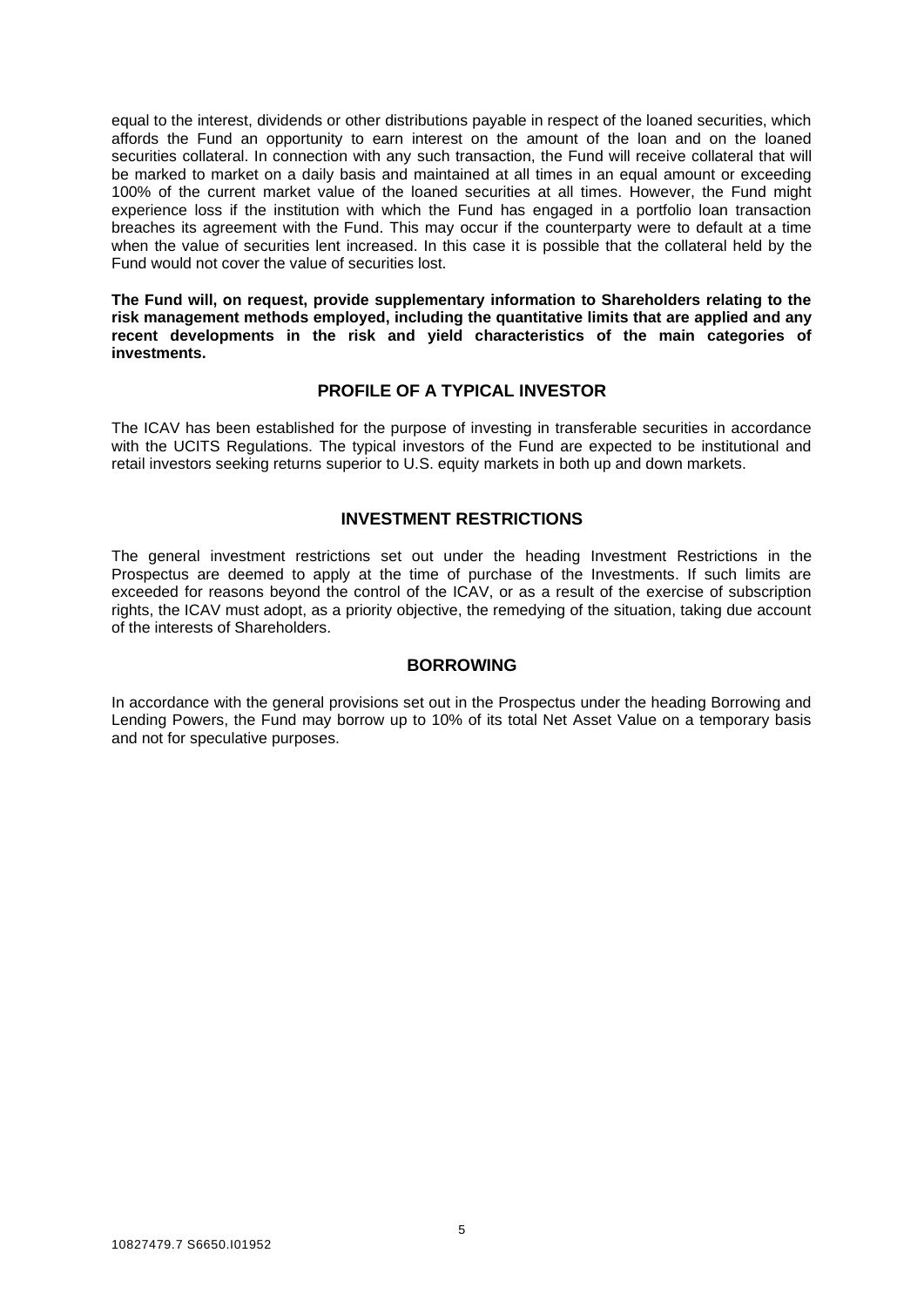equal to the interest, dividends or other distributions payable in respect of the loaned securities, which affords the Fund an opportunity to earn interest on the amount of the loan and on the loaned securities collateral. In connection with any such transaction, the Fund will receive collateral that will be marked to market on a daily basis and maintained at all times in an equal amount or exceeding 100% of the current market value of the loaned securities at all times. However, the Fund might experience loss if the institution with which the Fund has engaged in a portfolio loan transaction breaches its agreement with the Fund. This may occur if the counterparty were to default at a time when the value of securities lent increased. In this case it is possible that the collateral held by the Fund would not cover the value of securities lost.

**The Fund will, on request, provide supplementary information to Shareholders relating to the risk management methods employed, including the quantitative limits that are applied and any recent developments in the risk and yield characteristics of the main categories of investments.**

## PROFILE OF A TYPICAL INVESTOR

The ICAV has been established for the purpose of investing in transferable securities in accordance with the UCITS Regulations. The typical investors of the Fund are expected to be institutional and retail investors seeking returns superior to U.S. equity markets in both up and down markets.

## INVESTMENT RESTRICTIONS

The general investment restrictions set out under the heading Investment Restrictions in the Prospectus are deemed to apply at the time of purchase of the Investments. If such limits are exceeded for reasons beyond the control of the ICAV, or as a result of the exercise of subscription rights, the ICAV must adopt, as a priority objective, the remedying of the situation, taking due account of the interests of Shareholders.

## BORROWING

In accordance with the general provisions set out in the Prospectus under the heading Borrowing and Lending Powers, the Fund may borrow up to 10% of its total Net Asset Value on a temporary basis and not for speculative purposes.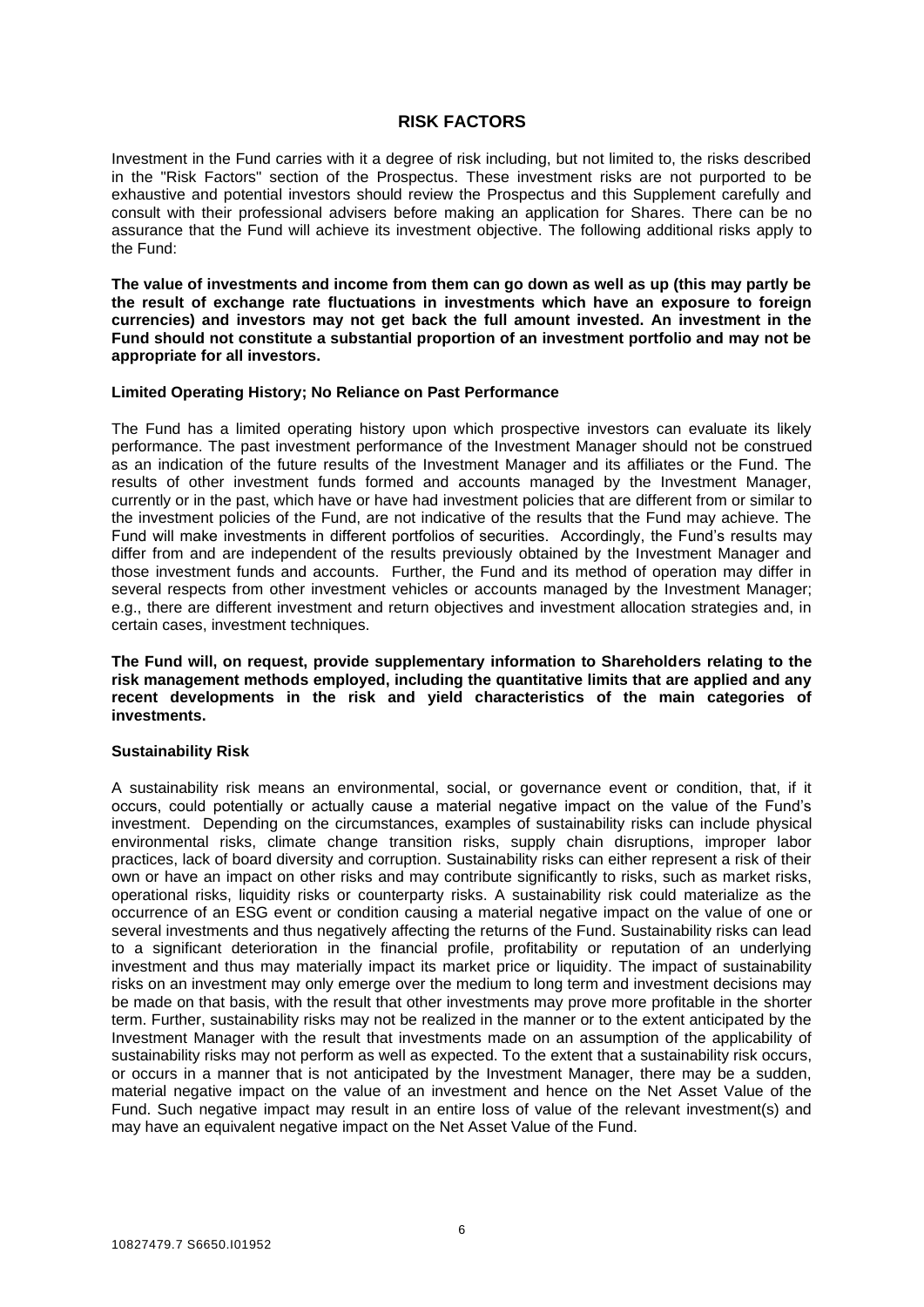## RISK FACTORS

Investment in the Fund carries with it a degree of risk including, but not limited to, the risks described in the "Risk Factors" section of the Prospectus. These investment risks are not purported to be exhaustive and potential investors should review the Prospectus and this Supplement carefully and consult with their professional advisers before making an application for Shares. There can be no assurance that the Fund will achieve its investment objective. The following additional risks apply to the Fund:

**The value of investments and income from them can go down as well as up (this may partly be the result of exchange rate fluctuations in investments which have an exposure to foreign currencies) and investors may not get back the full amount invested. An investment in the Fund should not constitute a substantial proportion of an investment portfolio and may not be appropriate for all investors.**

**Limited Operating History; No Reliance on Past Performance**

The Fund has a limited operating history upon which prospective investors can evaluate its likely performance. The past investment performance of the Investment Manager should not be construed as an indication of the future results of the Investment Manager and its affiliates or the Fund. The results of other investment funds formed and accounts managed by the Investment Manager, currently or in the past, which have or have had investment policies that are different from or similar to the investment policies of the Fund, are not indicative of the results that the Fund may achieve. The Fund will make investments in different portfolios of securities. Accordingly, the Fund's results may differ from and are independent of the results previously obtained by the Investment Manager and those investment funds and accounts. Further, the Fund and its method of operation may differ in several respects from other investment vehicles or accounts managed by the Investment Manager; e.g., there are different investment and return objectives and investment allocation strategies and, in certain cases, investment techniques.

**The Fund will, on request, provide supplementary information to Shareholders relating to the risk management methods employed, including the quantitative limits that are applied and any recent developments in the risk and yield characteristics of the main categories of investments.**

**Sustainability Risk**

A sustainability risk means an environmental, social, or governance event or condition, that, if it occurs, could potentially or actually cause a material negative impact on the value of the Fund's investment. Depending on the circumstances, examples of sustainability risks can include physical environmental risks, climate change transition risks, supply chain disruptions, improper labor practices, lack of board diversity and corruption. Sustainability risks can either represent a risk of their own or have an impact on other risks and may contribute significantly to risks, such as market risks, operational risks, liquidity risks or counterparty risks. A sustainability risk could materialize as the occurrence of an ESG event or condition causing a material negative impact on the value of one or several investments and thus negatively affecting the returns of the Fund. Sustainability risks can lead to a significant deterioration in the financial profile, profitability or reputation of an underlying investment and thus may materially impact its market price or liquidity. The impact of sustainability risks on an investment may only emerge over the medium to long term and investment decisions may be made on that basis, with the result that other investments may prove more profitable in the shorter term. Further, sustainability risks may not be realized in the manner or to the extent anticipated by the Investment Manager with the result that investments made on an assumption of the applicability of sustainability risks may not perform as well as expected. To the extent that a sustainability risk occurs, or occurs in a manner that is not anticipated by the Investment Manager, there may be a sudden, material negative impact on the value of an investment and hence on the Net Asset Value of the Fund. Such negative impact may result in an entire loss of value of the relevant investment(s) and may have an equivalent negative impact on the Net Asset Value of the Fund.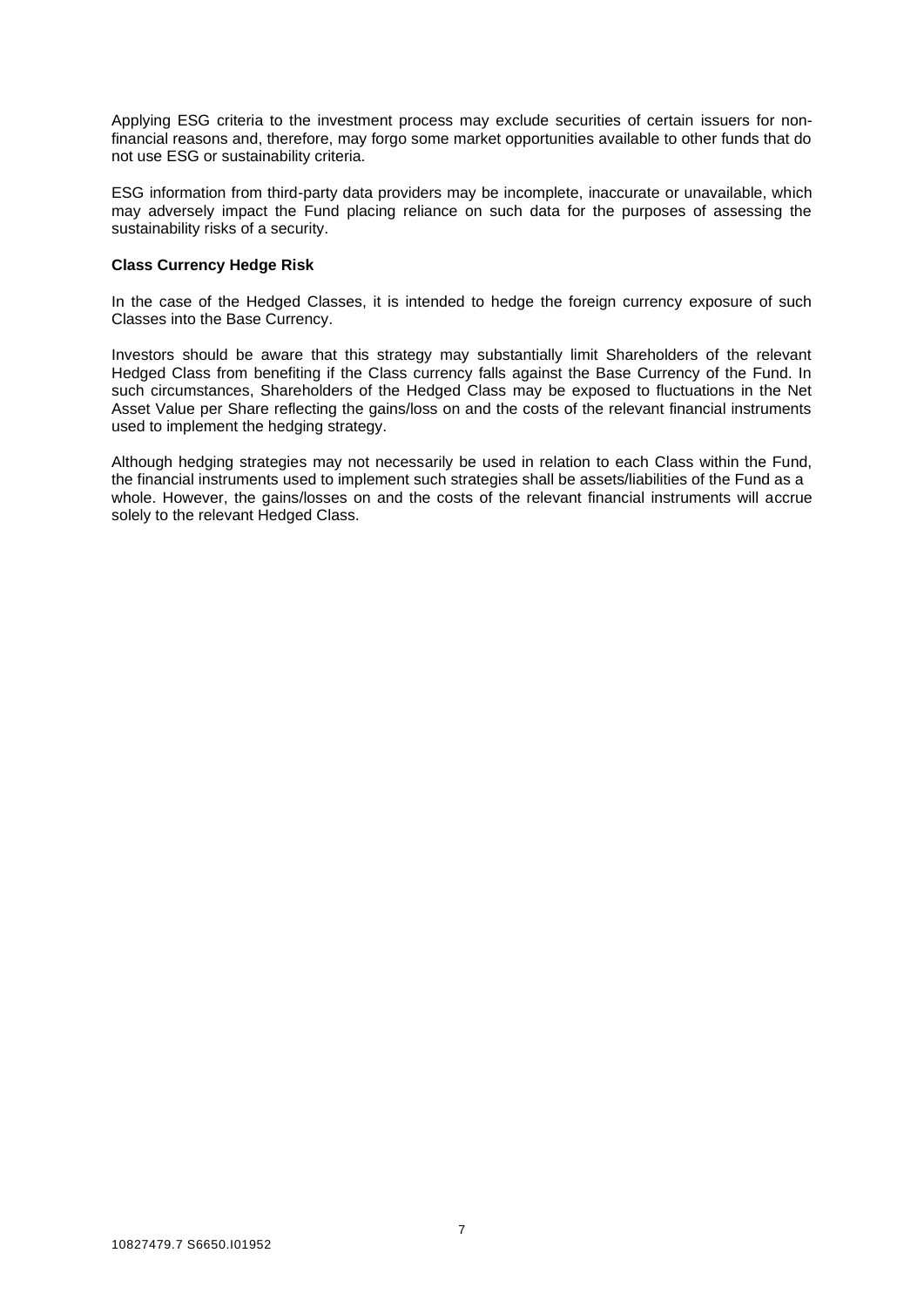Applying ESG criteria to the investment process may exclude securities of certain issuers for non-financial reasons and, therefore, may forgo some market opportunities available to other funds that do not use ESG or sustainability criteria.

ESG information from third-party data providers may be incomplete, inaccurate or unavailable, which may adversely impact the Fund placing reliance on such data for the purposes of assessing the sustainability risks of a security.

**Class Currency Hedge Risk**

In the case of the Hedged Classes, it is intended to hedge the foreign currency exposure of such Classes into the Base Currency.

Investors should be aware that this strategy may substantially limit Shareholders of the relevant Hedged Class from benefiting if the Class currency falls against the Base Currency of the Fund. In such circumstances, Shareholders of the Hedged Class may be exposed to fluctuations in the Net Asset Value per Share reflecting the gains/loss on and the costs of the relevant financial instruments used to implement the hedging strategy.

Although hedging strategies may not necessarily be used in relation to each Class within the Fund, the financial instruments used to implement such strategies shall be assets/liabilities of the Fund as a whole. However, the gains/losses on and the costs of the relevant financial instruments will accrue solely to the relevant Hedged Class.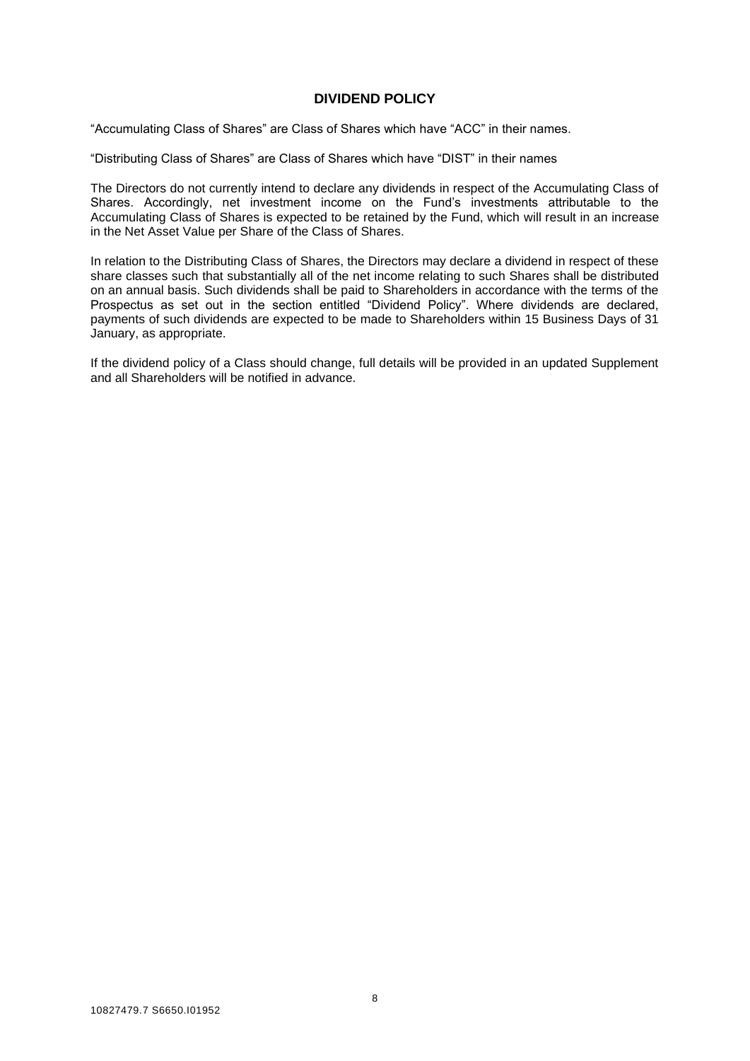## DIVIDEND POLICY

"Accumulating Class of Shares" are Class of Shares which have "ACC" in their names.

"Distributing Class of Shares" are Class of Shares which have "DIST" in their names

The Directors do not currently intend to declare any dividends in respect of the Accumulating Class of Shares. Accordingly, net investment income on the Fund's investments attributable to the Accumulating Class of Shares is expected to be retained by the Fund, which will result in an increase in the Net Asset Value per Share of the Class of Shares.

In relation to the Distributing Class of Shares, the Directors may declare a dividend in respect of these share classes such that substantially all of the net income relating to such Shares shall be distributed on an annual basis. Such dividends shall be paid to Shareholders in accordance with the terms of the Prospectus as set out in the section entitled "Dividend Policy". Where dividends are declared, payments of such dividends are expected to be made to Shareholders within 15 Business Days of 31 January, as appropriate.

If the dividend policy of a Class should change, full details will be provided in an updated Supplement and all Shareholders will be notified in advance.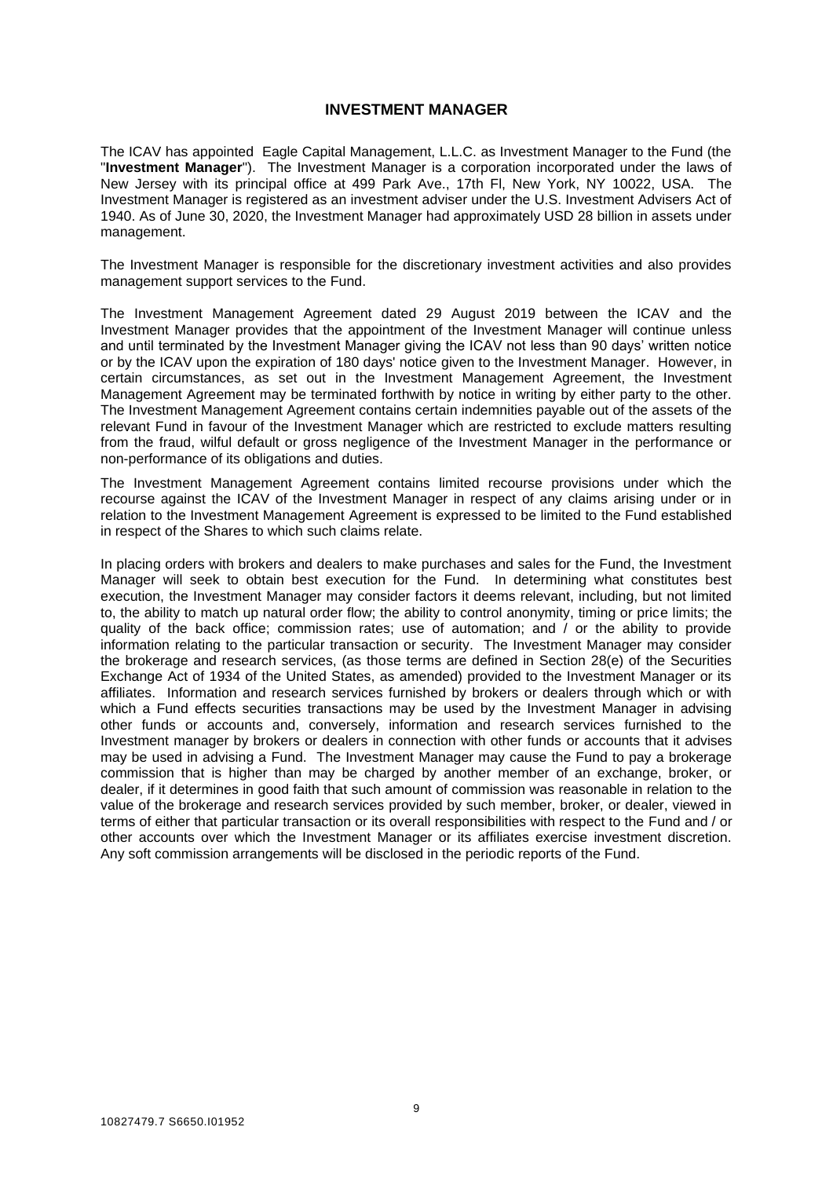## INVESTMENT MANAGER

The ICAV has appointed Eagle Capital Management, L.L.C. as Investment Manager to the Fund (the "**Investment Manager**"). The Investment Manager is a corporation incorporated under the laws of New Jersey with its principal office at 499 Park Ave., 17th Fl, New York, NY 10022, USA. The Investment Manager is registered as an investment adviser under the U.S. Investment Advisers Act of 1940. As of June 30, 2020, the Investment Manager had approximately USD 28 billion in assets under management.

The Investment Manager is responsible for the discretionary investment activities and also provides management support services to the Fund.

The Investment Management Agreement dated 29 August 2019 between the ICAV and the Investment Manager provides that the appointment of the Investment Manager will continue unless and until terminated by the Investment Manager giving the ICAV not less than 90 days' written notice or by the ICAV upon the expiration of 180 days' notice given to the Investment Manager. However, in certain circumstances, as set out in the Investment Management Agreement, the Investment Management Agreement may be terminated forthwith by notice in writing by either party to the other. The Investment Management Agreement contains certain indemnities payable out of the assets of the relevant Fund in favour of the Investment Manager which are restricted to exclude matters resulting from the fraud, wilful default or gross negligence of the Investment Manager in the performance or non-performance of its obligations and duties.

The Investment Management Agreement contains limited recourse provisions under which the recourse against the ICAV of the Investment Manager in respect of any claims arising under or in relation to the Investment Management Agreement is expressed to be limited to the Fund established in respect of the Shares to which such claims relate.

In placing orders with brokers and dealers to make purchases and sales for the Fund, the Investment Manager will seek to obtain best execution for the Fund. In determining what constitutes best execution, the Investment Manager may consider factors it deems relevant, including, but not limited to, the ability to match up natural order flow; the ability to control anonymity, timing or price limits; the quality of the back office; commission rates; use of automation; and / or the ability to provide information relating to the particular transaction or security. The Investment Manager may consider the brokerage and research services, (as those terms are defined in Section 28(e) of the Securities Exchange Act of 1934 of the United States, as amended) provided to the Investment Manager or its affiliates. Information and research services furnished by brokers or dealers through which or with which a Fund effects securities transactions may be used by the Investment Manager in advising other funds or accounts and, conversely, information and research services furnished to the Investment manager by brokers or dealers in connection with other funds or accounts that it advises may be used in advising a Fund. The Investment Manager may cause the Fund to pay a brokerage commission that is higher than may be charged by another member of an exchange, broker, or dealer, if it determines in good faith that such amount of commission was reasonable in relation to the value of the brokerage and research services provided by such member, broker, or dealer, viewed in terms of either that particular transaction or its overall responsibilities with respect to the Fund and / or other accounts over which the Investment Manager or its affiliates exercise investment discretion. Any soft commission arrangements will be disclosed in the periodic reports of the Fund.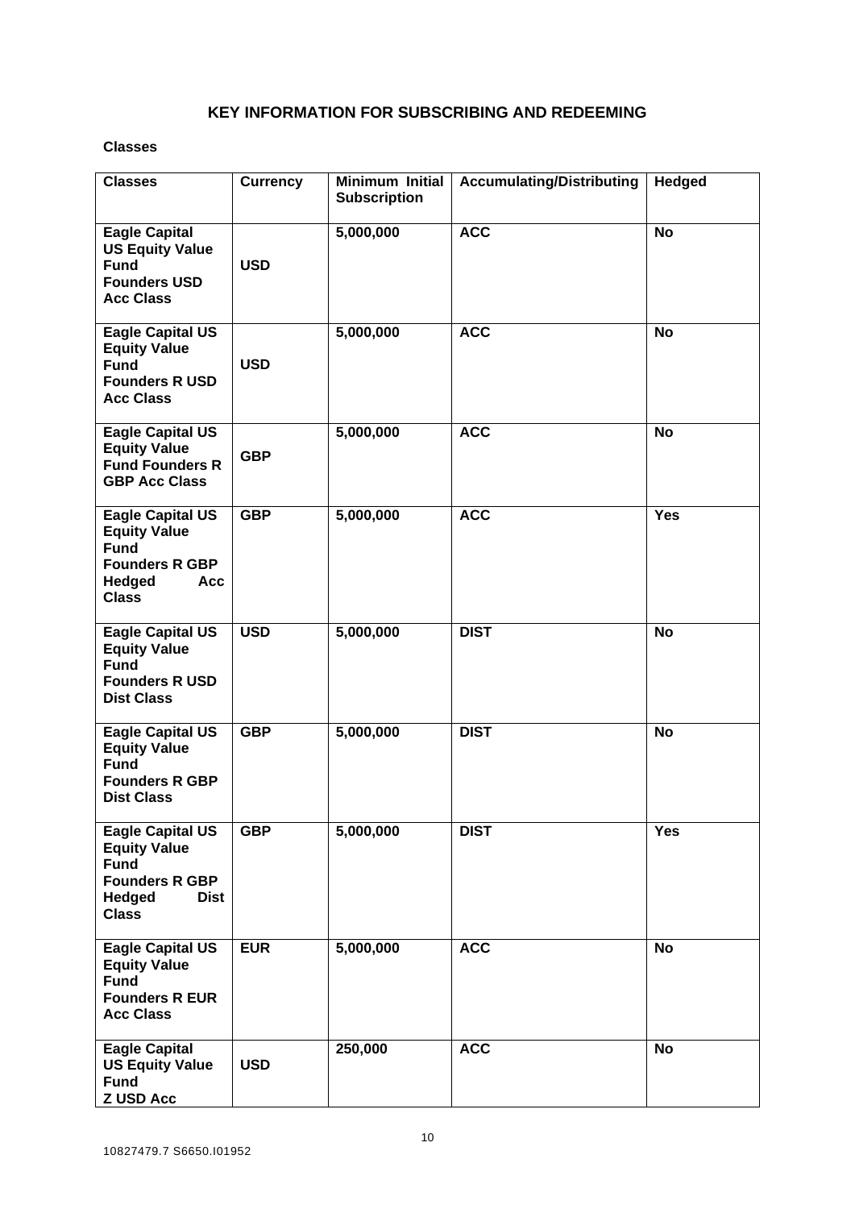## KEY INFORMATION FOR SUBSCRIBING AND REDEEMING

**Classes**

| Classes | Currency | Minimum Initial Subscription | Accumulating/Distributing | Hedged |
|---|---|---|---|---|
| **Eagle Capital US Equity Value Fund Founders USD Acc Class** | **USD** | **5,000,000** | **ACC** | **No** |
| **Eagle Capital US Equity Value Fund Founders R USD Acc Class** | **USD** | **5,000,000** | **ACC** | **No** |
| **Eagle Capital US Equity Value Fund Founders R GBP Acc Class** | **GBP** | **5,000,000** | **ACC** | **No** |
| **Eagle Capital US Equity Value Fund Founders R GBP Hedged Acc Class** | **GBP** | **5,000,000** | **ACC** | **Yes** |
| **Eagle Capital US Equity Value Fund Founders R USD Dist Class** | **USD** | **5,000,000** | **DIST** | **No** |
| **Eagle Capital US Equity Value Fund Founders R GBP Dist Class** | **GBP** | **5,000,000** | **DIST** | **No** |
| **Eagle Capital US Equity Value Fund Founders R GBP Hedged Dist Class** | **GBP** | **5,000,000** | **DIST** | **Yes** |
| **Eagle Capital US Equity Value Fund Founders R EUR Acc Class** | **EUR** | **5,000,000** | **ACC** | **No** |
| **Eagle Capital US Equity Value Fund Z USD Acc** | **USD** | **250,000** | **ACC** | **No** |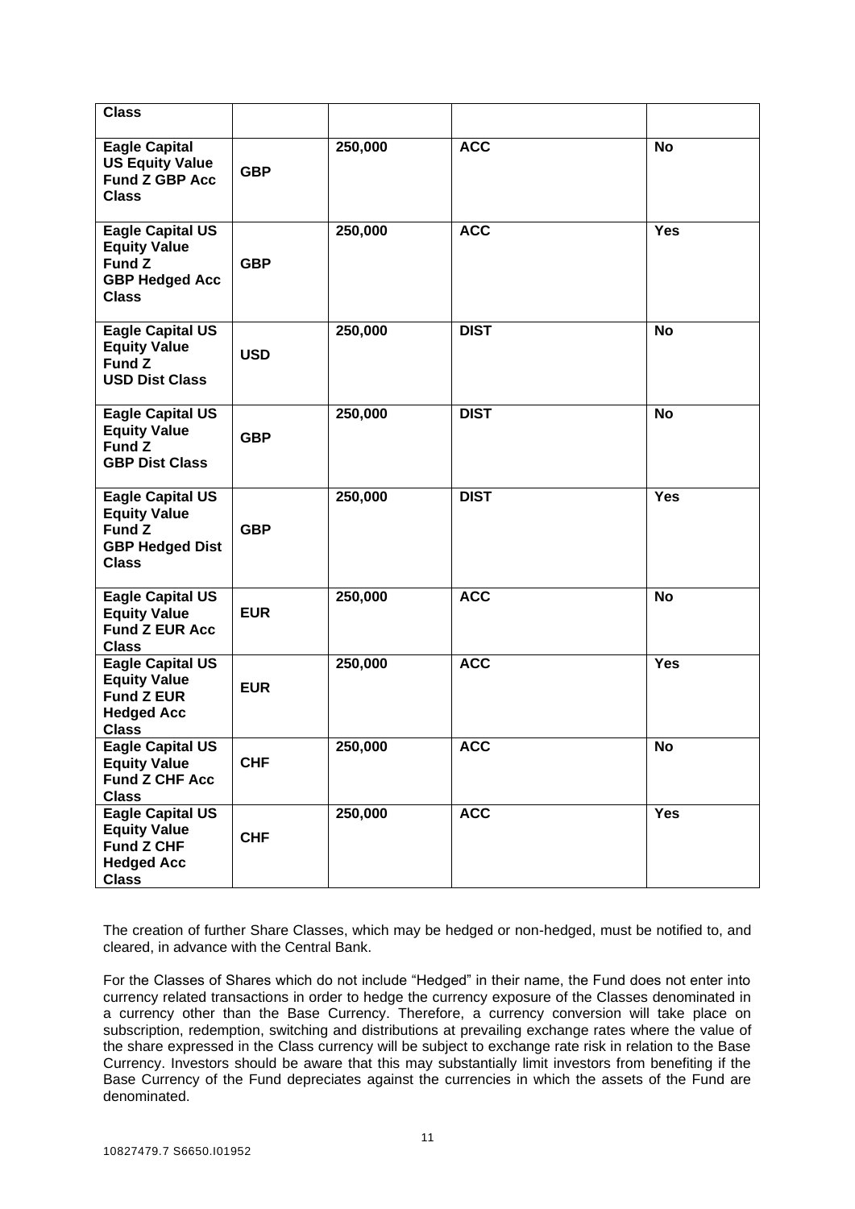| Class | | | | |
|---|---|---|---|---|
| **Eagle Capital US Equity Value Fund Z GBP Acc Class** | **GBP** | **250,000** | **ACC** | **No** |
| **Eagle Capital US Equity Value Fund Z GBP Hedged Acc Class** | **GBP** | **250,000** | **ACC** | **Yes** |
| **Eagle Capital US Equity Value Fund Z USD Dist Class** | **USD** | **250,000** | **DIST** | **No** |
| **Eagle Capital US Equity Value Fund Z GBP Dist Class** | **GBP** | **250,000** | **DIST** | **No** |
| **Eagle Capital US Equity Value Fund Z GBP Hedged Dist Class** | **GBP** | **250,000** | **DIST** | **Yes** |
| **Eagle Capital US Equity Value Fund Z EUR Acc Class** | **EUR** | **250,000** | **ACC** | **No** |
| **Eagle Capital US Equity Value Fund Z EUR Hedged Acc Class** | **EUR** | **250,000** | **ACC** | **Yes** |
| **Eagle Capital US Equity Value Fund Z CHF Acc Class** | **CHF** | **250,000** | **ACC** | **No** |
| **Eagle Capital US Equity Value Fund Z CHF Hedged Acc Class** | **CHF** | **250,000** | **ACC** | **Yes** |

The creation of further Share Classes, which may be hedged or non-hedged, must be notified to, and cleared, in advance with the Central Bank.

For the Classes of Shares which do not include "Hedged" in their name, the Fund does not enter into currency related transactions in order to hedge the currency exposure of the Classes denominated in a currency other than the Base Currency. Therefore, a currency conversion will take place on subscription, redemption, switching and distributions at prevailing exchange rates where the value of the share expressed in the Class currency will be subject to exchange rate risk in relation to the Base Currency. Investors should be aware that this may substantially limit investors from benefiting if the Base Currency of the Fund depreciates against the currencies in which the assets of the Fund are denominated.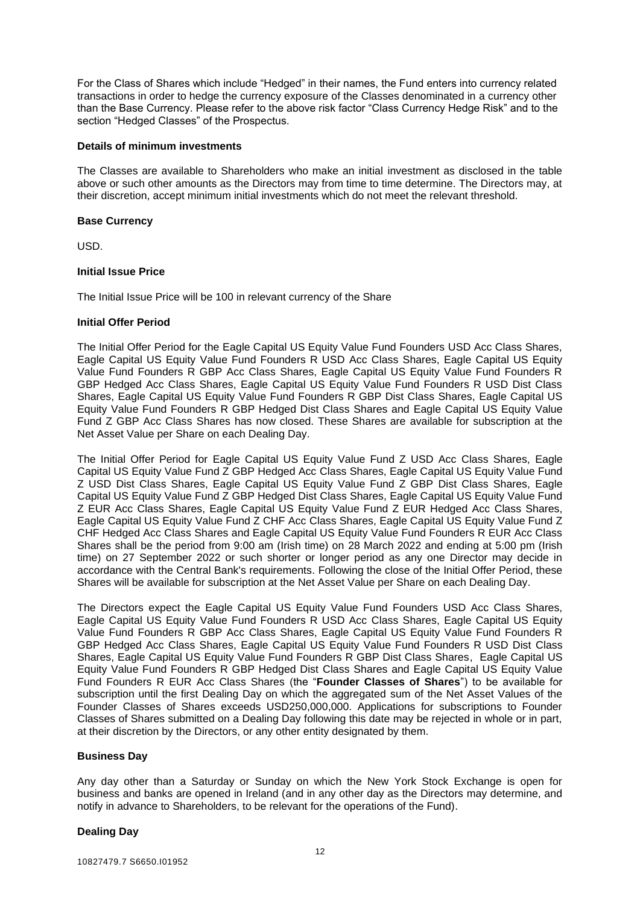For the Class of Shares which include "Hedged" in their names, the Fund enters into currency related transactions in order to hedge the currency exposure of the Classes denominated in a currency other than the Base Currency. Please refer to the above risk factor "Class Currency Hedge Risk" and to the section "Hedged Classes" of the Prospectus.

**Details of minimum investments**

The Classes are available to Shareholders who make an initial investment as disclosed in the table above or such other amounts as the Directors may from time to time determine. The Directors may, at their discretion, accept minimum initial investments which do not meet the relevant threshold.

**Base Currency**

USD.

**Initial Issue Price**

The Initial Issue Price will be 100 in relevant currency of the Share

**Initial Offer Period**

The Initial Offer Period for the Eagle Capital US Equity Value Fund Founders USD Acc Class Shares, Eagle Capital US Equity Value Fund Founders R USD Acc Class Shares, Eagle Capital US Equity Value Fund Founders R GBP Acc Class Shares, Eagle Capital US Equity Value Fund Founders R GBP Hedged Acc Class Shares, Eagle Capital US Equity Value Fund Founders R USD Dist Class Shares, Eagle Capital US Equity Value Fund Founders R GBP Dist Class Shares, Eagle Capital US Equity Value Fund Founders R GBP Hedged Dist Class Shares and Eagle Capital US Equity Value Fund Z GBP Acc Class Shares has now closed. These Shares are available for subscription at the Net Asset Value per Share on each Dealing Day.

The Initial Offer Period for Eagle Capital US Equity Value Fund Z USD Acc Class Shares, Eagle Capital US Equity Value Fund Z GBP Hedged Acc Class Shares, Eagle Capital US Equity Value Fund Z USD Dist Class Shares, Eagle Capital US Equity Value Fund Z GBP Dist Class Shares, Eagle Capital US Equity Value Fund Z GBP Hedged Dist Class Shares, Eagle Capital US Equity Value Fund Z EUR Acc Class Shares, Eagle Capital US Equity Value Fund Z EUR Hedged Acc Class Shares, Eagle Capital US Equity Value Fund Z CHF Acc Class Shares, Eagle Capital US Equity Value Fund Z CHF Hedged Acc Class Shares and Eagle Capital US Equity Value Fund Founders R EUR Acc Class Shares shall be the period from 9:00 am (Irish time) on 28 March 2022 and ending at 5:00 pm (Irish time) on 27 September 2022 or such shorter or longer period as any one Director may decide in accordance with the Central Bank's requirements. Following the close of the Initial Offer Period, these Shares will be available for subscription at the Net Asset Value per Share on each Dealing Day.

The Directors expect the Eagle Capital US Equity Value Fund Founders USD Acc Class Shares, Eagle Capital US Equity Value Fund Founders R USD Acc Class Shares, Eagle Capital US Equity Value Fund Founders R GBP Acc Class Shares, Eagle Capital US Equity Value Fund Founders R GBP Hedged Acc Class Shares, Eagle Capital US Equity Value Fund Founders R USD Dist Class Shares, Eagle Capital US Equity Value Fund Founders R GBP Dist Class Shares, Eagle Capital US Equity Value Fund Founders R GBP Hedged Dist Class Shares and Eagle Capital US Equity Value Fund Founders R EUR Acc Class Shares (the "**Founder Classes of Shares**") to be available for subscription until the first Dealing Day on which the aggregated sum of the Net Asset Values of the Founder Classes of Shares exceeds USD250,000,000. Applications for subscriptions to Founder Classes of Shares submitted on a Dealing Day following this date may be rejected in whole or in part, at their discretion by the Directors, or any other entity designated by them.

**Business Day**

Any day other than a Saturday or Sunday on which the New York Stock Exchange is open for business and banks are opened in Ireland (and in any other day as the Directors may determine, and notify in advance to Shareholders, to be relevant for the operations of the Fund).

**Dealing Day**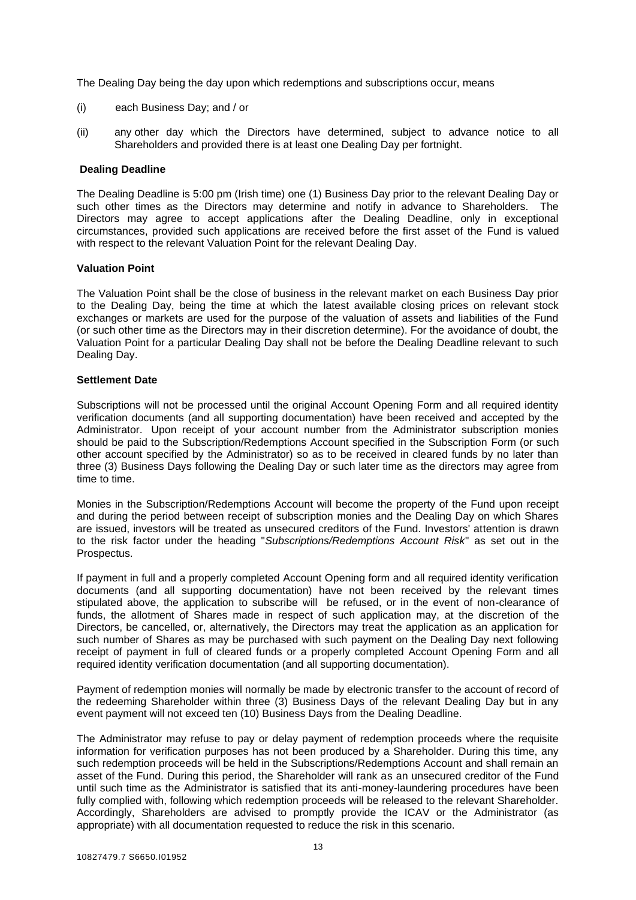The Dealing Day being the day upon which redemptions and subscriptions occur, means

(i) each Business Day; and / or

(ii) any other day which the Directors have determined, subject to advance notice to all Shareholders and provided there is at least one Dealing Day per fortnight.

**Dealing Deadline**

The Dealing Deadline is 5:00 pm (Irish time) one (1) Business Day prior to the relevant Dealing Day or such other times as the Directors may determine and notify in advance to Shareholders. The Directors may agree to accept applications after the Dealing Deadline, only in exceptional circumstances, provided such applications are received before the first asset of the Fund is valued with respect to the relevant Valuation Point for the relevant Dealing Day.

**Valuation Point**

The Valuation Point shall be the close of business in the relevant market on each Business Day prior to the Dealing Day, being the time at which the latest available closing prices on relevant stock exchanges or markets are used for the purpose of the valuation of assets and liabilities of the Fund (or such other time as the Directors may in their discretion determine). For the avoidance of doubt, the Valuation Point for a particular Dealing Day shall not be before the Dealing Deadline relevant to such Dealing Day.

**Settlement Date**

Subscriptions will not be processed until the original Account Opening Form and all required identity verification documents (and all supporting documentation) have been received and accepted by the Administrator. Upon receipt of your account number from the Administrator subscription monies should be paid to the Subscription/Redemptions Account specified in the Subscription Form (or such other account specified by the Administrator) so as to be received in cleared funds by no later than three (3) Business Days following the Dealing Day or such later time as the directors may agree from time to time.

Monies in the Subscription/Redemptions Account will become the property of the Fund upon receipt and during the period between receipt of subscription monies and the Dealing Day on which Shares are issued, investors will be treated as unsecured creditors of the Fund. Investors' attention is drawn to the risk factor under the heading "*Subscriptions/Redemptions Account Risk*" as set out in the Prospectus.

If payment in full and a properly completed Account Opening form and all required identity verification documents (and all supporting documentation) have not been received by the relevant times stipulated above, the application to subscribe will be refused, or in the event of non-clearance of funds, the allotment of Shares made in respect of such application may, at the discretion of the Directors, be cancelled, or, alternatively, the Directors may treat the application as an application for such number of Shares as may be purchased with such payment on the Dealing Day next following receipt of payment in full of cleared funds or a properly completed Account Opening Form and all required identity verification documentation (and all supporting documentation).

Payment of redemption monies will normally be made by electronic transfer to the account of record of the redeeming Shareholder within three (3) Business Days of the relevant Dealing Day but in any event payment will not exceed ten (10) Business Days from the Dealing Deadline.

The Administrator may refuse to pay or delay payment of redemption proceeds where the requisite information for verification purposes has not been produced by a Shareholder. During this time, any such redemption proceeds will be held in the Subscriptions/Redemptions Account and shall remain an asset of the Fund. During this period, the Shareholder will rank as an unsecured creditor of the Fund until such time as the Administrator is satisfied that its anti-money-laundering procedures have been fully complied with, following which redemption proceeds will be released to the relevant Shareholder. Accordingly, Shareholders are advised to promptly provide the ICAV or the Administrator (as appropriate) with all documentation requested to reduce the risk in this scenario.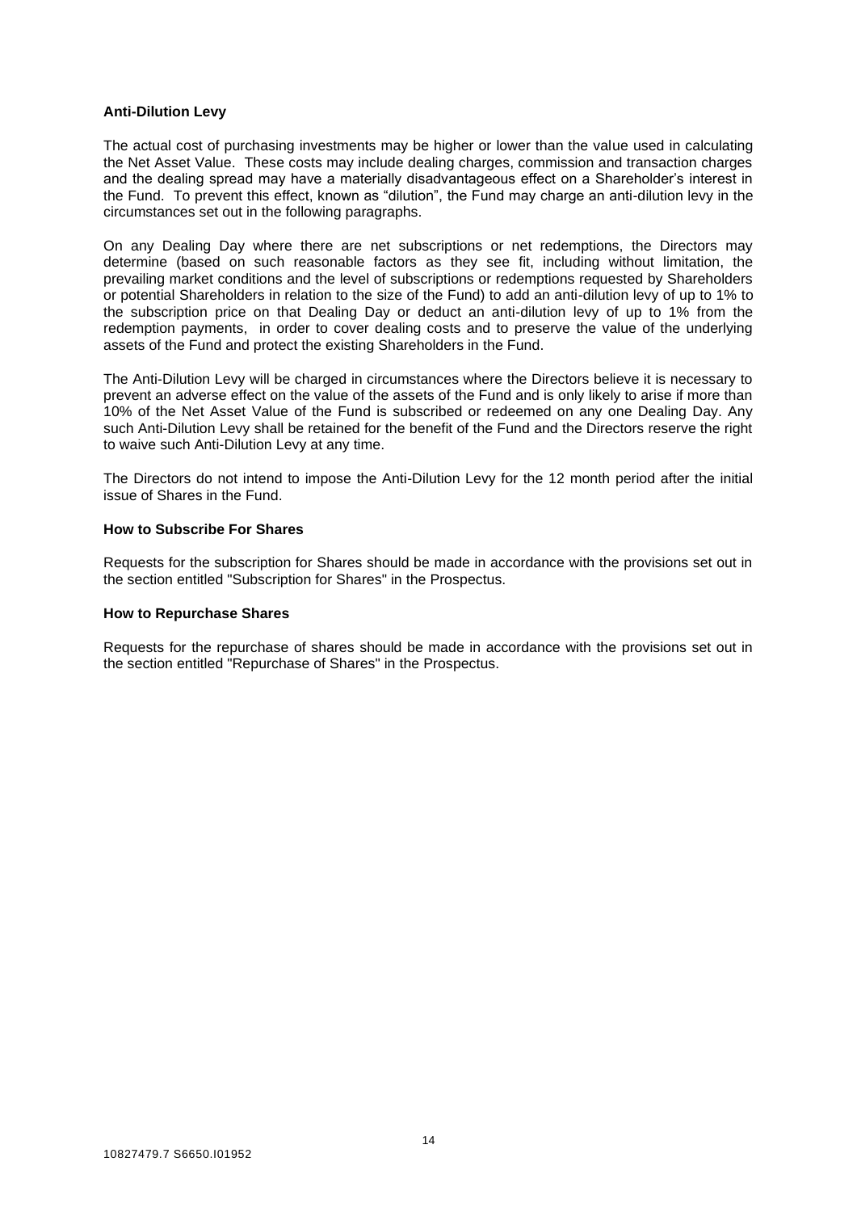**Anti-Dilution Levy**

The actual cost of purchasing investments may be higher or lower than the value used in calculating the Net Asset Value. These costs may include dealing charges, commission and transaction charges and the dealing spread may have a materially disadvantageous effect on a Shareholder's interest in the Fund. To prevent this effect, known as "dilution", the Fund may charge an anti-dilution levy in the circumstances set out in the following paragraphs.

On any Dealing Day where there are net subscriptions or net redemptions, the Directors may determine (based on such reasonable factors as they see fit, including without limitation, the prevailing market conditions and the level of subscriptions or redemptions requested by Shareholders or potential Shareholders in relation to the size of the Fund) to add an anti-dilution levy of up to 1% to the subscription price on that Dealing Day or deduct an anti-dilution levy of up to 1% from the redemption payments, in order to cover dealing costs and to preserve the value of the underlying assets of the Fund and protect the existing Shareholders in the Fund.

The Anti-Dilution Levy will be charged in circumstances where the Directors believe it is necessary to prevent an adverse effect on the value of the assets of the Fund and is only likely to arise if more than 10% of the Net Asset Value of the Fund is subscribed or redeemed on any one Dealing Day. Any such Anti-Dilution Levy shall be retained for the benefit of the Fund and the Directors reserve the right to waive such Anti-Dilution Levy at any time.

The Directors do not intend to impose the Anti-Dilution Levy for the 12 month period after the initial issue of Shares in the Fund.

**How to Subscribe For Shares**

Requests for the subscription for Shares should be made in accordance with the provisions set out in the section entitled "Subscription for Shares" in the Prospectus.

**How to Repurchase Shares**

Requests for the repurchase of shares should be made in accordance with the provisions set out in the section entitled "Repurchase of Shares" in the Prospectus.

10827479.7 S6650.I01952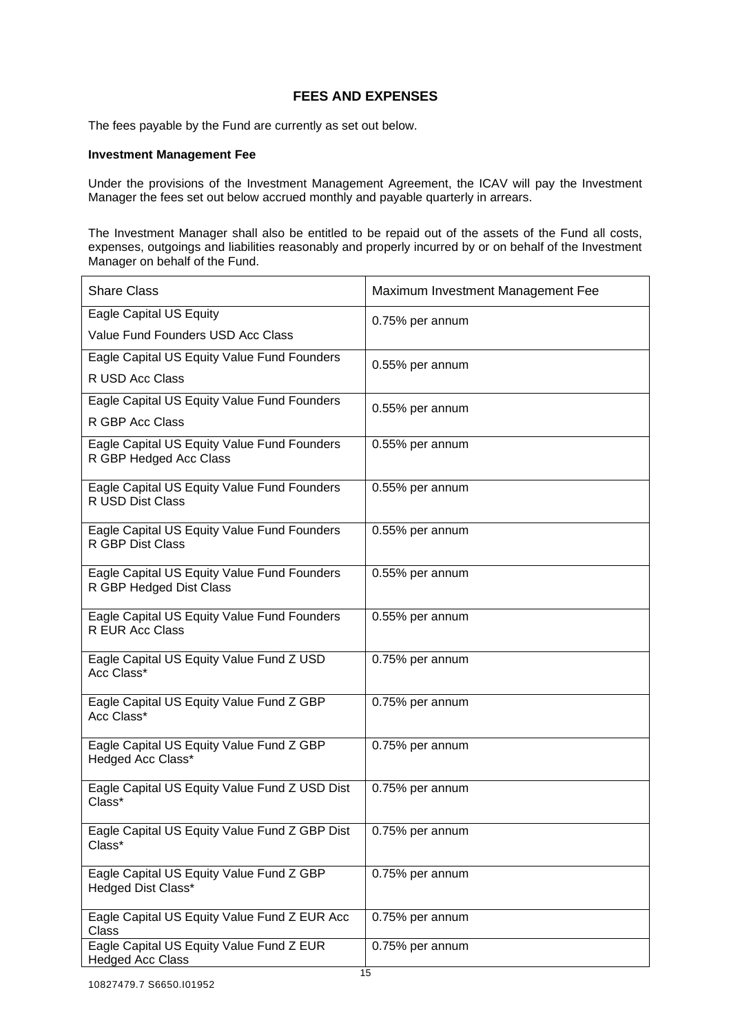## FEES AND EXPENSES

The fees payable by the Fund are currently as set out below.

**Investment Management Fee**

Under the provisions of the Investment Management Agreement, the ICAV will pay the Investment Manager the fees set out below accrued monthly and payable quarterly in arrears.

The Investment Manager shall also be entitled to be repaid out of the assets of the Fund all costs, expenses, outgoings and liabilities reasonably and properly incurred by or on behalf of the Investment Manager on behalf of the Fund.

| Share Class | Maximum Investment Management Fee |
|---|---|
| Eagle Capital US Equity Value Fund Founders USD Acc Class | 0.75% per annum |
| Eagle Capital US Equity Value Fund Founders R USD Acc Class | 0.55% per annum |
| Eagle Capital US Equity Value Fund Founders R GBP Acc Class | 0.55% per annum |
| Eagle Capital US Equity Value Fund Founders R GBP Hedged Acc Class | 0.55% per annum |
| Eagle Capital US Equity Value Fund Founders R USD Dist Class | 0.55% per annum |
| Eagle Capital US Equity Value Fund Founders R GBP Dist Class | 0.55% per annum |
| Eagle Capital US Equity Value Fund Founders R GBP Hedged Dist Class | 0.55% per annum |
| Eagle Capital US Equity Value Fund Founders R EUR Acc Class | 0.55% per annum |
| Eagle Capital US Equity Value Fund Z USD Acc Class* | 0.75% per annum |
| Eagle Capital US Equity Value Fund Z GBP Acc Class* | 0.75% per annum |
| Eagle Capital US Equity Value Fund Z GBP Hedged Acc Class* | 0.75% per annum |
| Eagle Capital US Equity Value Fund Z USD Dist Class* | 0.75% per annum |
| Eagle Capital US Equity Value Fund Z GBP Dist Class* | 0.75% per annum |
| Eagle Capital US Equity Value Fund Z GBP Hedged Dist Class* | 0.75% per annum |
| Eagle Capital US Equity Value Fund Z EUR Acc Class | 0.75% per annum |
| Eagle Capital US Equity Value Fund Z EUR Hedged Acc Class | 0.75% per annum |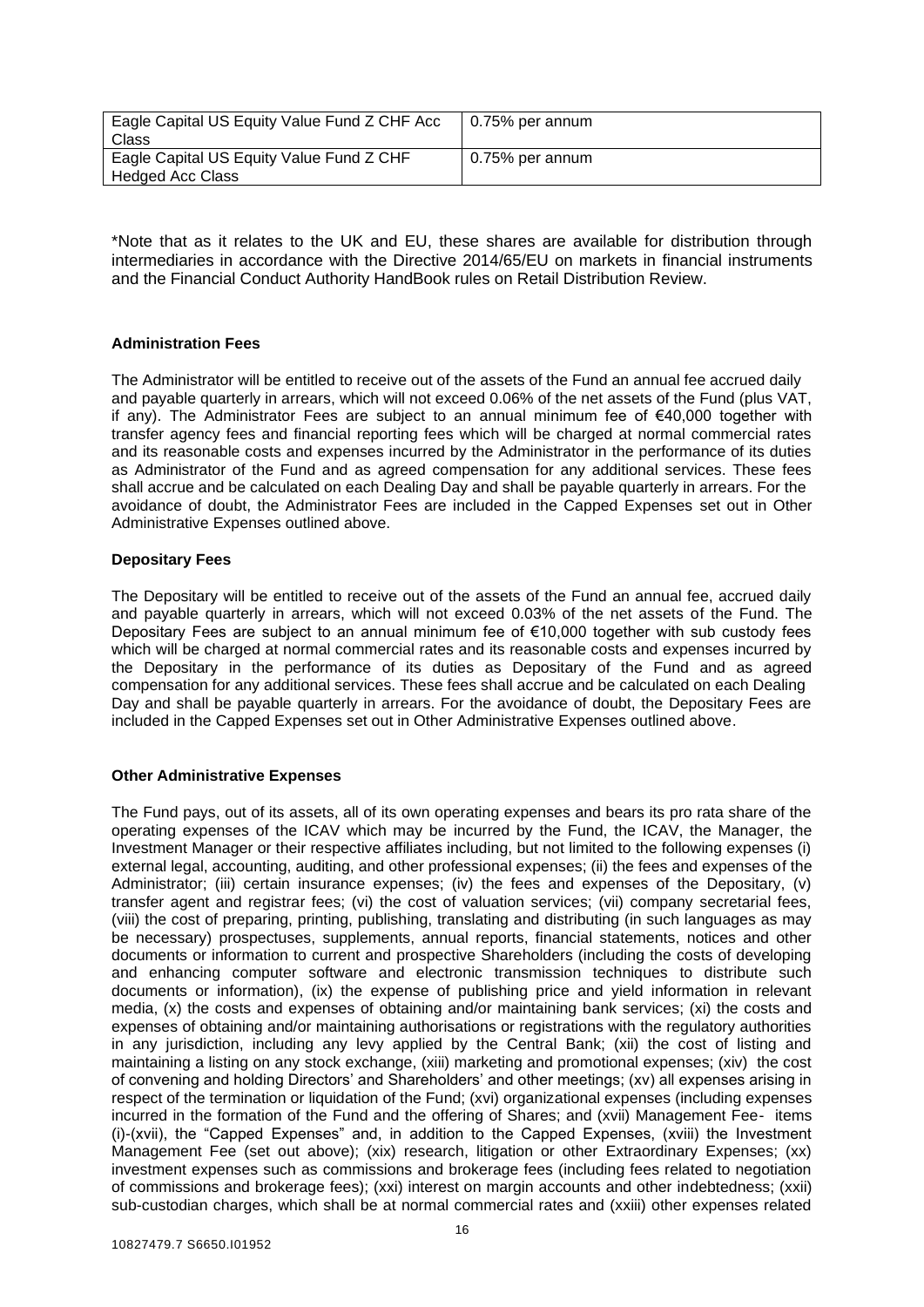| Eagle Capital US Equity Value Fund Z CHF Acc Class | 0.75% per annum |
| --- | --- |
| Eagle Capital US Equity Value Fund Z CHF Hedged Acc Class | 0.75% per annum |

*Note that as it relates to the UK and EU, these shares are available for distribution through intermediaries in accordance with the Directive 2014/65/EU on markets in financial instruments and the Financial Conduct Authority HandBook rules on Retail Distribution Review.

**Administration Fees**

The Administrator will be entitled to receive out of the assets of the Fund an annual fee accrued daily and payable quarterly in arrears, which will not exceed 0.06% of the net assets of the Fund (plus VAT, if any). The Administrator Fees are subject to an annual minimum fee of €40,000 together with transfer agency fees and financial reporting fees which will be charged at normal commercial rates and its reasonable costs and expenses incurred by the Administrator in the performance of its duties as Administrator of the Fund and as agreed compensation for any additional services. These fees shall accrue and be calculated on each Dealing Day and shall be payable quarterly in arrears. For the avoidance of doubt, the Administrator Fees are included in the Capped Expenses set out in Other Administrative Expenses outlined above.

**Depositary Fees**

The Depositary will be entitled to receive out of the assets of the Fund an annual fee, accrued daily and payable quarterly in arrears, which will not exceed 0.03% of the net assets of the Fund. The Depositary Fees are subject to an annual minimum fee of €10,000 together with sub custody fees which will be charged at normal commercial rates and its reasonable costs and expenses incurred by the Depositary in the performance of its duties as Depositary of the Fund and as agreed compensation for any additional services. These fees shall accrue and be calculated on each Dealing Day and shall be payable quarterly in arrears. For the avoidance of doubt, the Depositary Fees are included in the Capped Expenses set out in Other Administrative Expenses outlined above.

**Other Administrative Expenses**

The Fund pays, out of its assets, all of its own operating expenses and bears its pro rata share of the operating expenses of the ICAV which may be incurred by the Fund, the ICAV, the Manager, the Investment Manager or their respective affiliates including, but not limited to the following expenses (i) external legal, accounting, auditing, and other professional expenses; (ii) the fees and expenses of the Administrator; (iii) certain insurance expenses; (iv) the fees and expenses of the Depositary, (v) transfer agent and registrar fees; (vi) the cost of valuation services; (vii) company secretarial fees, (viii) the cost of preparing, printing, publishing, translating and distributing (in such languages as may be necessary) prospectuses, supplements, annual reports, financial statements, notices and other documents or information to current and prospective Shareholders (including the costs of developing and enhancing computer software and electronic transmission techniques to distribute such documents or information), (ix) the expense of publishing price and yield information in relevant media, (x) the costs and expenses of obtaining and/or maintaining bank services; (xi) the costs and expenses of obtaining and/or maintaining authorisations or registrations with the regulatory authorities in any jurisdiction, including any levy applied by the Central Bank; (xii) the cost of listing and maintaining a listing on any stock exchange, (xiii) marketing and promotional expenses; (xiv) the cost of convening and holding Directors' and Shareholders' and other meetings; (xv) all expenses arising in respect of the termination or liquidation of the Fund; (xvi) organizational expenses (including expenses incurred in the formation of the Fund and the offering of Shares; and (xvii) Management Fee- items (i)-(xvii), the "Capped Expenses" and, in addition to the Capped Expenses, (xviii) the Investment Management Fee (set out above); (xix) research, litigation or other Extraordinary Expenses; (xx) investment expenses such as commissions and brokerage fees (including fees related to negotiation of commissions and brokerage fees); (xxi) interest on margin accounts and other indebtedness; (xxii) sub-custodian charges, which shall be at normal commercial rates and (xxiii) other expenses related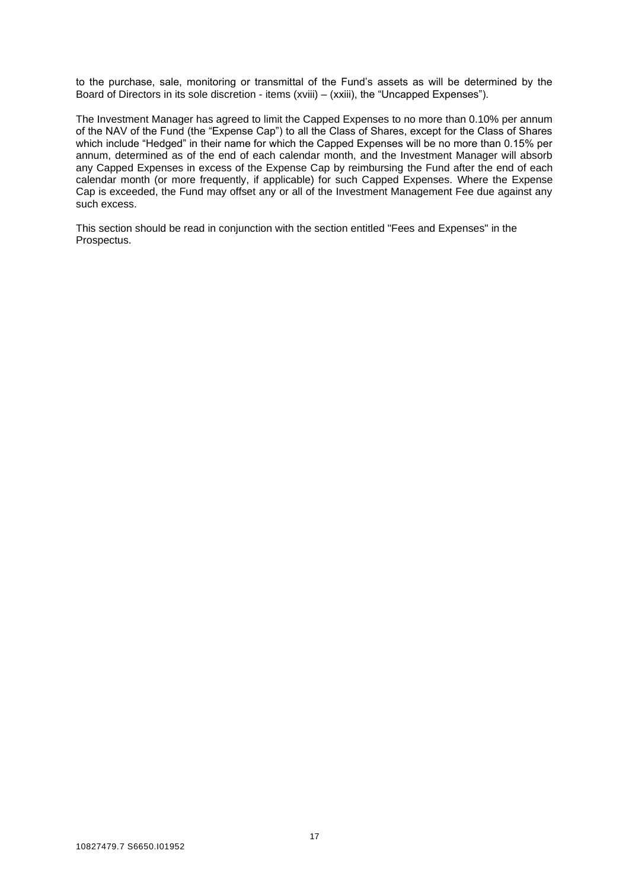to the purchase, sale, monitoring or transmittal of the Fund's assets as will be determined by the Board of Directors in its sole discretion - items (xviii) – (xxiii), the "Uncapped Expenses").

The Investment Manager has agreed to limit the Capped Expenses to no more than 0.10% per annum of the NAV of the Fund (the "Expense Cap") to all the Class of Shares, except for the Class of Shares which include "Hedged" in their name for which the Capped Expenses will be no more than 0.15% per annum, determined as of the end of each calendar month, and the Investment Manager will absorb any Capped Expenses in excess of the Expense Cap by reimbursing the Fund after the end of each calendar month (or more frequently, if applicable) for such Capped Expenses. Where the Expense Cap is exceeded, the Fund may offset any or all of the Investment Management Fee due against any such excess.

This section should be read in conjunction with the section entitled "Fees and Expenses" in the Prospectus.